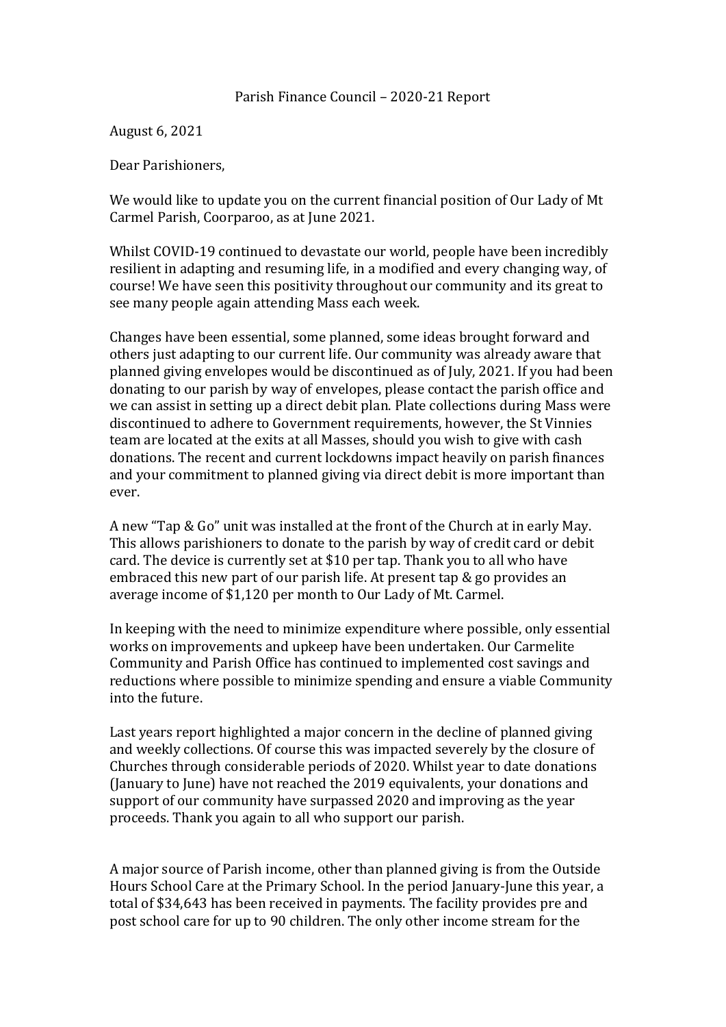Parish Finance Council – 2020-21 Report

August 6, 2021

Dear Parishioners,

We would like to update you on the current financial position of Our Lady of Mt Carmel Parish, Coorparoo, as at June 2021.

Whilst COVID-19 continued to devastate our world, people have been incredibly resilient in adapting and resuming life, in a modified and every changing way, of course! We have seen this positivity throughout our community and its great to see many people again attending Mass each week.

Changes have been essential, some planned, some ideas brought forward and others just adapting to our current life. Our community was already aware that planned giving envelopes would be discontinued as of July, 2021. If you had been donating to our parish by way of envelopes, please contact the parish office and we can assist in setting up a direct debit plan. Plate collections during Mass were discontinued to adhere to Government requirements, however, the St Vinnies team are located at the exits at all Masses, should you wish to give with cash donations. The recent and current lockdowns impact heavily on parish finances and your commitment to planned giving via direct debit is more important than ever.

A new "Tap & Go" unit was installed at the front of the Church at in early May. This allows parishioners to donate to the parish by way of credit card or debit card. The device is currently set at $10 per tap. Thank you to all who have embraced this new part of our parish life. At present tap & go provides an average income of $1,120 per month to Our Lady of Mt. Carmel.

In keeping with the need to minimize expenditure where possible, only essential works on improvements and upkeep have been undertaken. Our Carmelite Community and Parish Office has continued to implemented cost savings and reductions where possible to minimize spending and ensure a viable Community into the future.

Last years report highlighted a major concern in the decline of planned giving and weekly collections. Of course this was impacted severely by the closure of Churches through considerable periods of 2020. Whilst year to date donations (January to June) have not reached the 2019 equivalents, your donations and support of our community have surpassed 2020 and improving as the year proceeds. Thank you again to all who support our parish.

A major source of Parish income, other than planned giving is from the Outside Hours School Care at the Primary School. In the period January-June this year, a total of $34,643 has been received in payments. The facility provides pre and post school care for up to 90 children. The only other income stream for the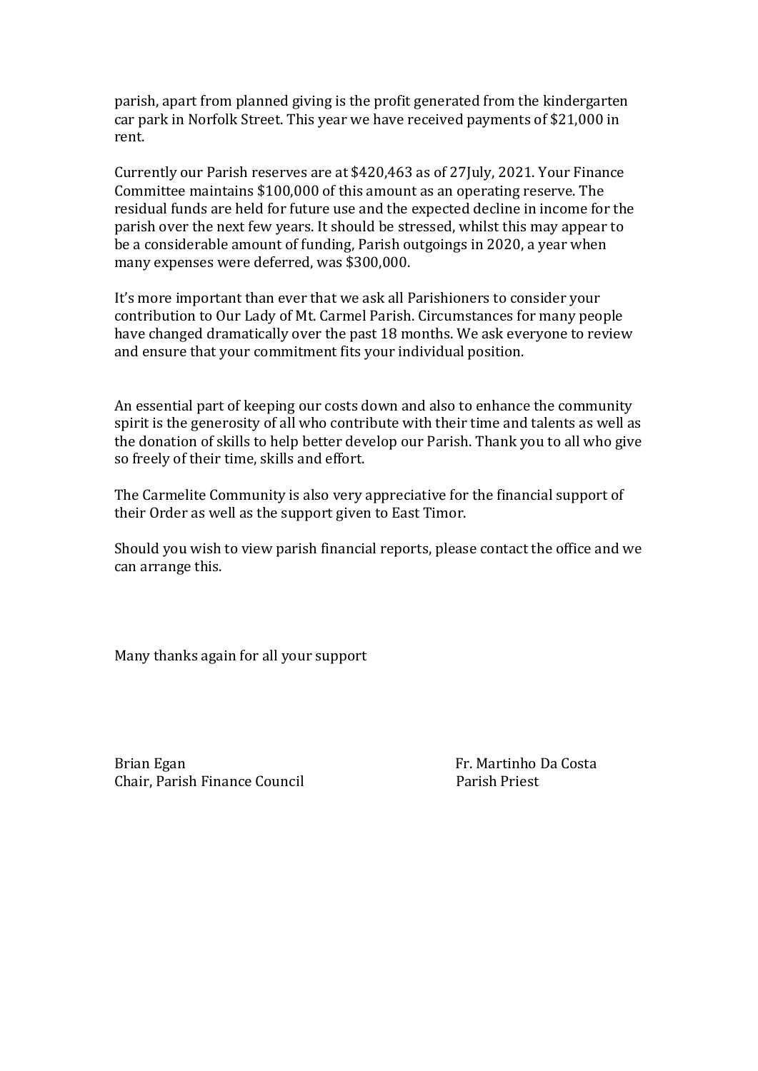parish, apart from planned giving is the profit generated from the kindergarten car park in Norfolk Street. This year we have received payments of $21,000 in rent.

Currently our Parish reserves are at $420,463 as of 27July, 2021. Your Finance Committee maintains $100,000 of this amount as an operating reserve. The residual funds are held for future use and the expected decline in income for the parish over the next few years. It should be stressed, whilst this may appear to be a considerable amount of funding, Parish outgoings in 2020, a year when many expenses were deferred, was $300,000.

It's more important than ever that we ask all Parishioners to consider your contribution to Our Lady of Mt. Carmel Parish. Circumstances for many people have changed dramatically over the past 18 months. We ask everyone to review and ensure that your commitment fits your individual position.

An essential part of keeping our costs down and also to enhance the community spirit is the generosity of all who contribute with their time and talents as well as the donation of skills to help better develop our Parish. Thank you to all who give so freely of their time, skills and effort.

The Carmelite Community is also very appreciative for the financial support of their Order as well as the support given to East Timor.

Should you wish to view parish financial reports, please contact the office and we can arrange this.

Many thanks again for all your support

Brian Egan
Chair, Parish Finance Council

Fr. Martinho Da Costa
Parish Priest